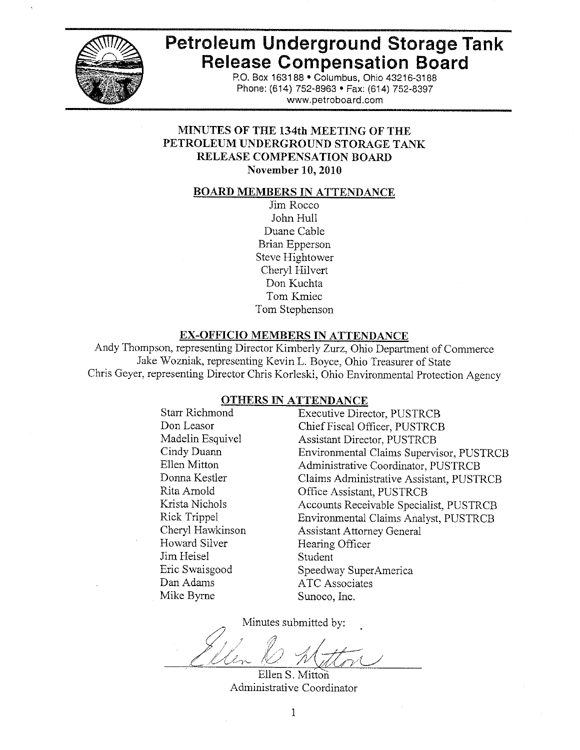# Petroleum Underground Storage Tank Release Compensation Board

P.O. Box 163188 • Columbus, Ohio 43216-3188
Phone: (614) 752-8963 • Fax: (614) 752-8397
www.petroboard.com

## MINUTES OF THE 134th MEETING OF THE PETROLEUM UNDERGROUND STORAGE TANK RELEASE COMPENSATION BOARD
**November 10, 2010**

### BOARD MEMBERS IN ATTENDANCE

Jim Rocco
John Hull
Duane Cable
Brian Epperson
Steve Hightower
Cheryl Hilvert
Don Kuchta
Tom Kmiec
Tom Stephenson

### EX-OFFICIO MEMBERS IN ATTENDANCE

Andy Thompson, representing Director Kimberly Zurz, Ohio Department of Commerce
Jake Wozniak, representing Kevin L. Boyce, Ohio Treasurer of State
Chris Geyer, representing Director Chris Korleski, Ohio Environmental Protection Agency

### OTHERS IN ATTENDANCE

| | |
|---|---|
| Starr Richmond | Executive Director, PUSTRCB |
| Don Leasor | Chief Fiscal Officer, PUSTRCB |
| Madelin Esquivel | Assistant Director, PUSTRCB |
| Cindy Duann | Environmental Claims Supervisor, PUSTRCB |
| Ellen Mitton | Administrative Coordinator, PUSTRCB |
| Donna Kestler | Claims Administrative Assistant, PUSTRCB |
| Rita Arnold | Office Assistant, PUSTRCB |
| Krista Nichols | Accounts Receivable Specialist, PUSTRCB |
| Rick Trippel | Environmental Claims Analyst, PUSTRCB |
| Cheryl Hawkinson | Assistant Attorney General |
| Howard Silver | Hearing Officer |
| Jim Heisel | Student |
| Eric Swaisgood | Speedway SuperAmerica |
| Dan Adams | ATC Associates |
| Mike Byrne | Sunoco, Inc. |

Minutes submitted by:

Ellen S. Mitton
Administrative Coordinator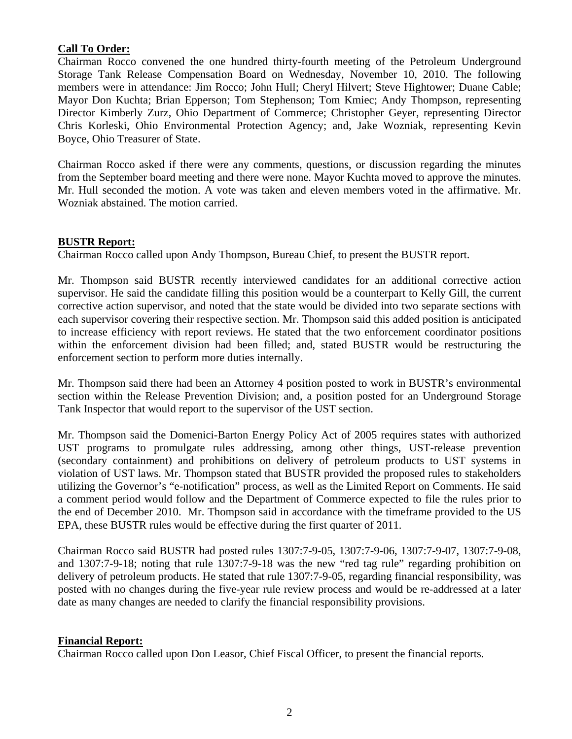**Call To Order:**

Chairman Rocco convened the one hundred thirty-fourth meeting of the Petroleum Underground Storage Tank Release Compensation Board on Wednesday, November 10, 2010. The following members were in attendance: Jim Rocco; John Hull; Cheryl Hilvert; Steve Hightower; Duane Cable; Mayor Don Kuchta; Brian Epperson; Tom Stephenson; Tom Kmiec; Andy Thompson, representing Director Kimberly Zurz, Ohio Department of Commerce; Christopher Geyer, representing Director Chris Korleski, Ohio Environmental Protection Agency; and, Jake Wozniak, representing Kevin Boyce, Ohio Treasurer of State.

Chairman Rocco asked if there were any comments, questions, or discussion regarding the minutes from the September board meeting and there were none. Mayor Kuchta moved to approve the minutes. Mr. Hull seconded the motion. A vote was taken and eleven members voted in the affirmative. Mr. Wozniak abstained. The motion carried.

**BUSTR Report:**

Chairman Rocco called upon Andy Thompson, Bureau Chief, to present the BUSTR report.

Mr. Thompson said BUSTR recently interviewed candidates for an additional corrective action supervisor. He said the candidate filling this position would be a counterpart to Kelly Gill, the current corrective action supervisor, and noted that the state would be divided into two separate sections with each supervisor covering their respective section. Mr. Thompson said this added position is anticipated to increase efficiency with report reviews. He stated that the two enforcement coordinator positions within the enforcement division had been filled; and, stated BUSTR would be restructuring the enforcement section to perform more duties internally.

Mr. Thompson said there had been an Attorney 4 position posted to work in BUSTR's environmental section within the Release Prevention Division; and, a position posted for an Underground Storage Tank Inspector that would report to the supervisor of the UST section.

Mr. Thompson said the Domenici-Barton Energy Policy Act of 2005 requires states with authorized UST programs to promulgate rules addressing, among other things, UST-release prevention (secondary containment) and prohibitions on delivery of petroleum products to UST systems in violation of UST laws. Mr. Thompson stated that BUSTR provided the proposed rules to stakeholders utilizing the Governor's "e-notification" process, as well as the Limited Report on Comments. He said a comment period would follow and the Department of Commerce expected to file the rules prior to the end of December 2010. Mr. Thompson said in accordance with the timeframe provided to the US EPA, these BUSTR rules would be effective during the first quarter of 2011.

Chairman Rocco said BUSTR had posted rules 1307:7-9-05, 1307:7-9-06, 1307:7-9-07, 1307:7-9-08, and 1307:7-9-18; noting that rule 1307:7-9-18 was the new "red tag rule" regarding prohibition on delivery of petroleum products. He stated that rule 1307:7-9-05, regarding financial responsibility, was posted with no changes during the five-year rule review process and would be re-addressed at a later date as many changes are needed to clarify the financial responsibility provisions.

**Financial Report:**

Chairman Rocco called upon Don Leasor, Chief Fiscal Officer, to present the financial reports.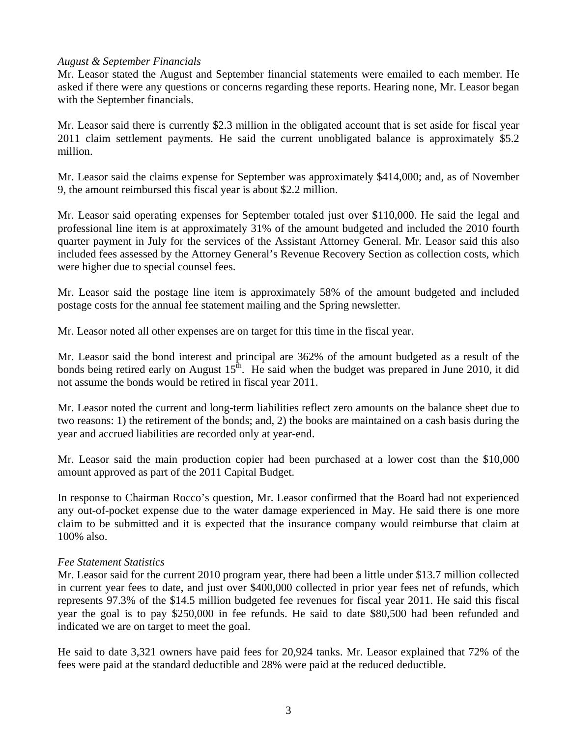*August & September Financials*

Mr. Leasor stated the August and September financial statements were emailed to each member. He asked if there were any questions or concerns regarding these reports. Hearing none, Mr. Leasor began with the September financials.

Mr. Leasor said there is currently $2.3 million in the obligated account that is set aside for fiscal year 2011 claim settlement payments. He said the current unobligated balance is approximately $5.2 million.

Mr. Leasor said the claims expense for September was approximately $414,000; and, as of November 9, the amount reimbursed this fiscal year is about $2.2 million.

Mr. Leasor said operating expenses for September totaled just over $110,000. He said the legal and professional line item is at approximately 31% of the amount budgeted and included the 2010 fourth quarter payment in July for the services of the Assistant Attorney General. Mr. Leasor said this also included fees assessed by the Attorney General's Revenue Recovery Section as collection costs, which were higher due to special counsel fees.

Mr. Leasor said the postage line item is approximately 58% of the amount budgeted and included postage costs for the annual fee statement mailing and the Spring newsletter.

Mr. Leasor noted all other expenses are on target for this time in the fiscal year.

Mr. Leasor said the bond interest and principal are 362% of the amount budgeted as a result of the bonds being retired early on August 15th. He said when the budget was prepared in June 2010, it did not assume the bonds would be retired in fiscal year 2011.

Mr. Leasor noted the current and long-term liabilities reflect zero amounts on the balance sheet due to two reasons: 1) the retirement of the bonds; and, 2) the books are maintained on a cash basis during the year and accrued liabilities are recorded only at year-end.

Mr. Leasor said the main production copier had been purchased at a lower cost than the $10,000 amount approved as part of the 2011 Capital Budget.

In response to Chairman Rocco's question, Mr. Leasor confirmed that the Board had not experienced any out-of-pocket expense due to the water damage experienced in May. He said there is one more claim to be submitted and it is expected that the insurance company would reimburse that claim at 100% also.

*Fee Statement Statistics*

Mr. Leasor said for the current 2010 program year, there had been a little under $13.7 million collected in current year fees to date, and just over $400,000 collected in prior year fees net of refunds, which represents 97.3% of the $14.5 million budgeted fee revenues for fiscal year 2011. He said this fiscal year the goal is to pay $250,000 in fee refunds. He said to date $80,500 had been refunded and indicated we are on target to meet the goal.

He said to date 3,321 owners have paid fees for 20,924 tanks. Mr. Leasor explained that 72% of the fees were paid at the standard deductible and 28% were paid at the reduced deductible.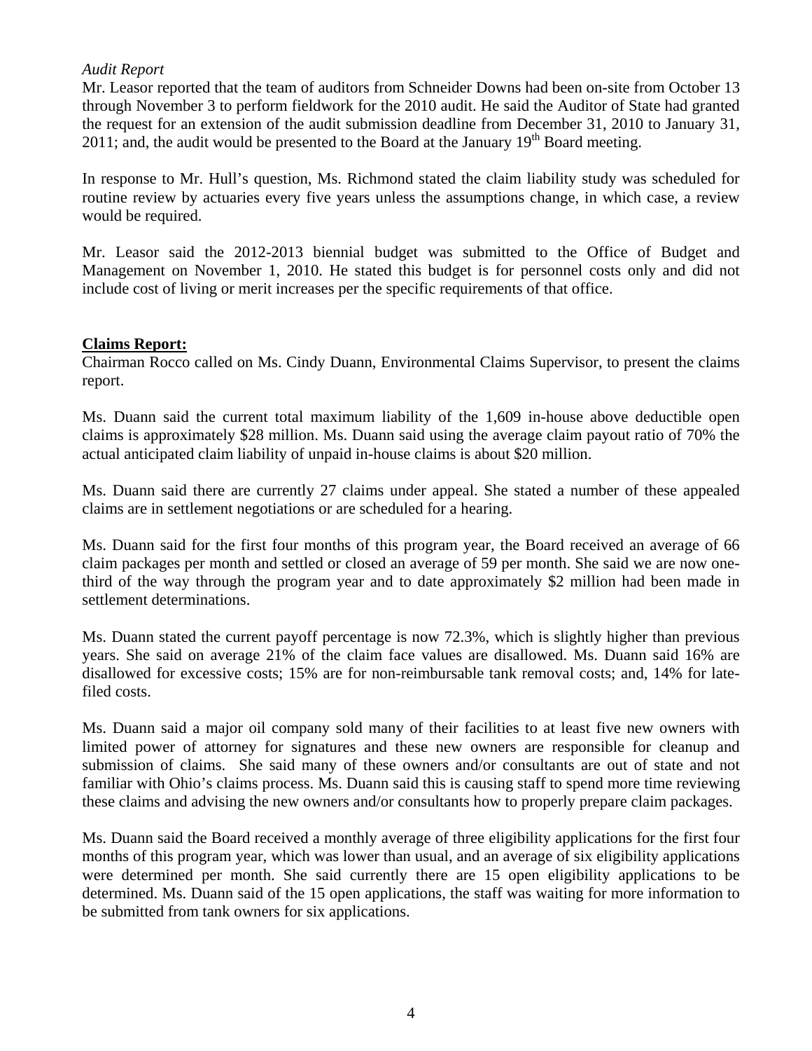*Audit Report*

Mr. Leasor reported that the team of auditors from Schneider Downs had been on-site from October 13 through November 3 to perform fieldwork for the 2010 audit. He said the Auditor of State had granted the request for an extension of the audit submission deadline from December 31, 2010 to January 31, 2011; and, the audit would be presented to the Board at the January 19th Board meeting.

In response to Mr. Hull's question, Ms. Richmond stated the claim liability study was scheduled for routine review by actuaries every five years unless the assumptions change, in which case, a review would be required.

Mr. Leasor said the 2012-2013 biennial budget was submitted to the Office of Budget and Management on November 1, 2010. He stated this budget is for personnel costs only and did not include cost of living or merit increases per the specific requirements of that office.

**Claims Report:**

Chairman Rocco called on Ms. Cindy Duann, Environmental Claims Supervisor, to present the claims report.

Ms. Duann said the current total maximum liability of the 1,609 in-house above deductible open claims is approximately \$28 million. Ms. Duann said using the average claim payout ratio of 70% the actual anticipated claim liability of unpaid in-house claims is about \$20 million.

Ms. Duann said there are currently 27 claims under appeal. She stated a number of these appealed claims are in settlement negotiations or are scheduled for a hearing.

Ms. Duann said for the first four months of this program year, the Board received an average of 66 claim packages per month and settled or closed an average of 59 per month. She said we are now one-third of the way through the program year and to date approximately \$2 million had been made in settlement determinations.

Ms. Duann stated the current payoff percentage is now 72.3%, which is slightly higher than previous years. She said on average 21% of the claim face values are disallowed. Ms. Duann said 16% are disallowed for excessive costs; 15% are for non-reimbursable tank removal costs; and, 14% for late-filed costs.

Ms. Duann said a major oil company sold many of their facilities to at least five new owners with limited power of attorney for signatures and these new owners are responsible for cleanup and submission of claims. She said many of these owners and/or consultants are out of state and not familiar with Ohio's claims process. Ms. Duann said this is causing staff to spend more time reviewing these claims and advising the new owners and/or consultants how to properly prepare claim packages.

Ms. Duann said the Board received a monthly average of three eligibility applications for the first four months of this program year, which was lower than usual, and an average of six eligibility applications were determined per month. She said currently there are 15 open eligibility applications to be determined. Ms. Duann said of the 15 open applications, the staff was waiting for more information to be submitted from tank owners for six applications.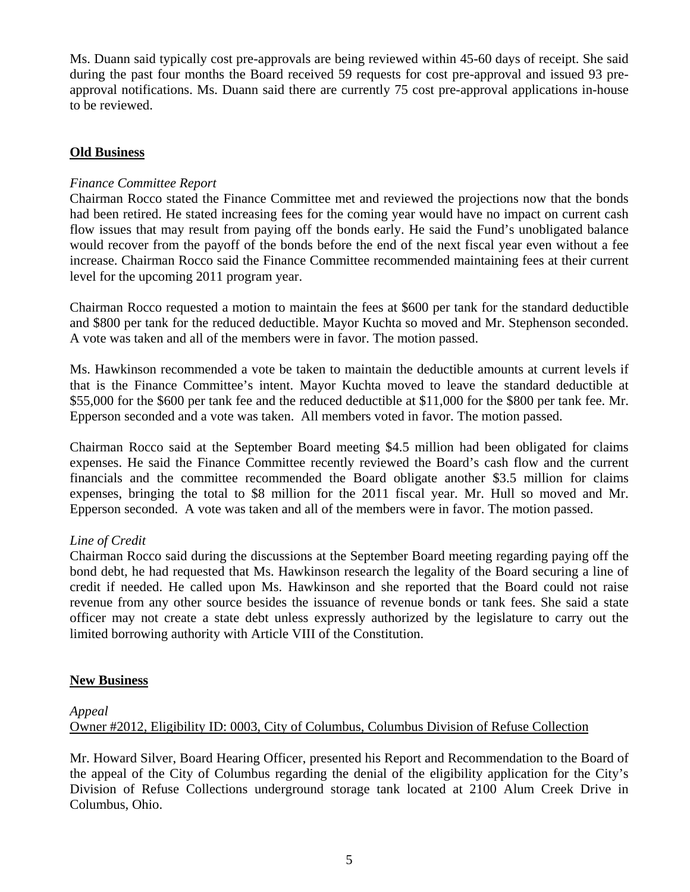Ms. Duann said typically cost pre-approvals are being reviewed within 45-60 days of receipt. She said during the past four months the Board received 59 requests for cost pre-approval and issued 93 pre-approval notifications. Ms. Duann said there are currently 75 cost pre-approval applications in-house to be reviewed.

## Old Business

*Finance Committee Report*

Chairman Rocco stated the Finance Committee met and reviewed the projections now that the bonds had been retired. He stated increasing fees for the coming year would have no impact on current cash flow issues that may result from paying off the bonds early. He said the Fund's unobligated balance would recover from the payoff of the bonds before the end of the next fiscal year even without a fee increase. Chairman Rocco said the Finance Committee recommended maintaining fees at their current level for the upcoming 2011 program year.

Chairman Rocco requested a motion to maintain the fees at $600 per tank for the standard deductible and $800 per tank for the reduced deductible. Mayor Kuchta so moved and Mr. Stephenson seconded. A vote was taken and all of the members were in favor. The motion passed.

Ms. Hawkinson recommended a vote be taken to maintain the deductible amounts at current levels if that is the Finance Committee's intent. Mayor Kuchta moved to leave the standard deductible at $55,000 for the $600 per tank fee and the reduced deductible at $11,000 for the $800 per tank fee. Mr. Epperson seconded and a vote was taken. All members voted in favor. The motion passed.

Chairman Rocco said at the September Board meeting $4.5 million had been obligated for claims expenses. He said the Finance Committee recently reviewed the Board's cash flow and the current financials and the committee recommended the Board obligate another $3.5 million for claims expenses, bringing the total to $8 million for the 2011 fiscal year. Mr. Hull so moved and Mr. Epperson seconded. A vote was taken and all of the members were in favor. The motion passed.

*Line of Credit*

Chairman Rocco said during the discussions at the September Board meeting regarding paying off the bond debt, he had requested that Ms. Hawkinson research the legality of the Board securing a line of credit if needed. He called upon Ms. Hawkinson and she reported that the Board could not raise revenue from any other source besides the issuance of revenue bonds or tank fees. She said a state officer may not create a state debt unless expressly authorized by the legislature to carry out the limited borrowing authority with Article VIII of the Constitution.

## New Business

*Appeal*

Owner #2012, Eligibility ID: 0003, City of Columbus, Columbus Division of Refuse Collection

Mr. Howard Silver, Board Hearing Officer, presented his Report and Recommendation to the Board of the appeal of the City of Columbus regarding the denial of the eligibility application for the City's Division of Refuse Collections underground storage tank located at 2100 Alum Creek Drive in Columbus, Ohio.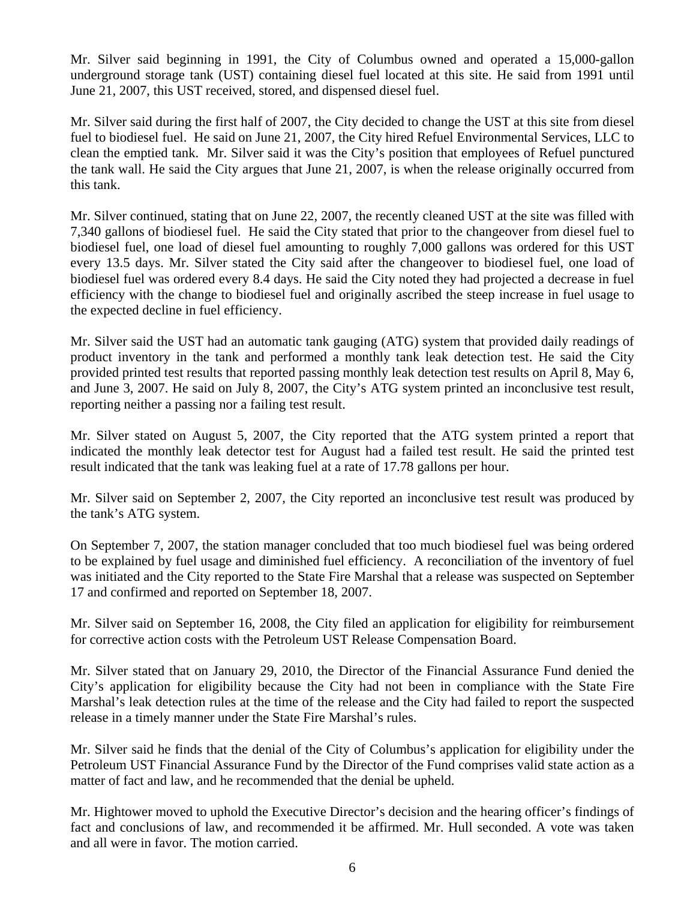Mr. Silver said beginning in 1991, the City of Columbus owned and operated a 15,000-gallon underground storage tank (UST) containing diesel fuel located at this site. He said from 1991 until June 21, 2007, this UST received, stored, and dispensed diesel fuel.

Mr. Silver said during the first half of 2007, the City decided to change the UST at this site from diesel fuel to biodiesel fuel. He said on June 21, 2007, the City hired Refuel Environmental Services, LLC to clean the emptied tank. Mr. Silver said it was the City's position that employees of Refuel punctured the tank wall. He said the City argues that June 21, 2007, is when the release originally occurred from this tank.

Mr. Silver continued, stating that on June 22, 2007, the recently cleaned UST at the site was filled with 7,340 gallons of biodiesel fuel. He said the City stated that prior to the changeover from diesel fuel to biodiesel fuel, one load of diesel fuel amounting to roughly 7,000 gallons was ordered for this UST every 13.5 days. Mr. Silver stated the City said after the changeover to biodiesel fuel, one load of biodiesel fuel was ordered every 8.4 days. He said the City noted they had projected a decrease in fuel efficiency with the change to biodiesel fuel and originally ascribed the steep increase in fuel usage to the expected decline in fuel efficiency.

Mr. Silver said the UST had an automatic tank gauging (ATG) system that provided daily readings of product inventory in the tank and performed a monthly tank leak detection test. He said the City provided printed test results that reported passing monthly leak detection test results on April 8, May 6, and June 3, 2007. He said on July 8, 2007, the City's ATG system printed an inconclusive test result, reporting neither a passing nor a failing test result.

Mr. Silver stated on August 5, 2007, the City reported that the ATG system printed a report that indicated the monthly leak detector test for August had a failed test result. He said the printed test result indicated that the tank was leaking fuel at a rate of 17.78 gallons per hour.

Mr. Silver said on September 2, 2007, the City reported an inconclusive test result was produced by the tank's ATG system.

On September 7, 2007, the station manager concluded that too much biodiesel fuel was being ordered to be explained by fuel usage and diminished fuel efficiency. A reconciliation of the inventory of fuel was initiated and the City reported to the State Fire Marshal that a release was suspected on September 17 and confirmed and reported on September 18, 2007.

Mr. Silver said on September 16, 2008, the City filed an application for eligibility for reimbursement for corrective action costs with the Petroleum UST Release Compensation Board.

Mr. Silver stated that on January 29, 2010, the Director of the Financial Assurance Fund denied the City's application for eligibility because the City had not been in compliance with the State Fire Marshal's leak detection rules at the time of the release and the City had failed to report the suspected release in a timely manner under the State Fire Marshal's rules.

Mr. Silver said he finds that the denial of the City of Columbus's application for eligibility under the Petroleum UST Financial Assurance Fund by the Director of the Fund comprises valid state action as a matter of fact and law, and he recommended that the denial be upheld.

Mr. Hightower moved to uphold the Executive Director's decision and the hearing officer's findings of fact and conclusions of law, and recommended it be affirmed. Mr. Hull seconded. A vote was taken and all were in favor. The motion carried.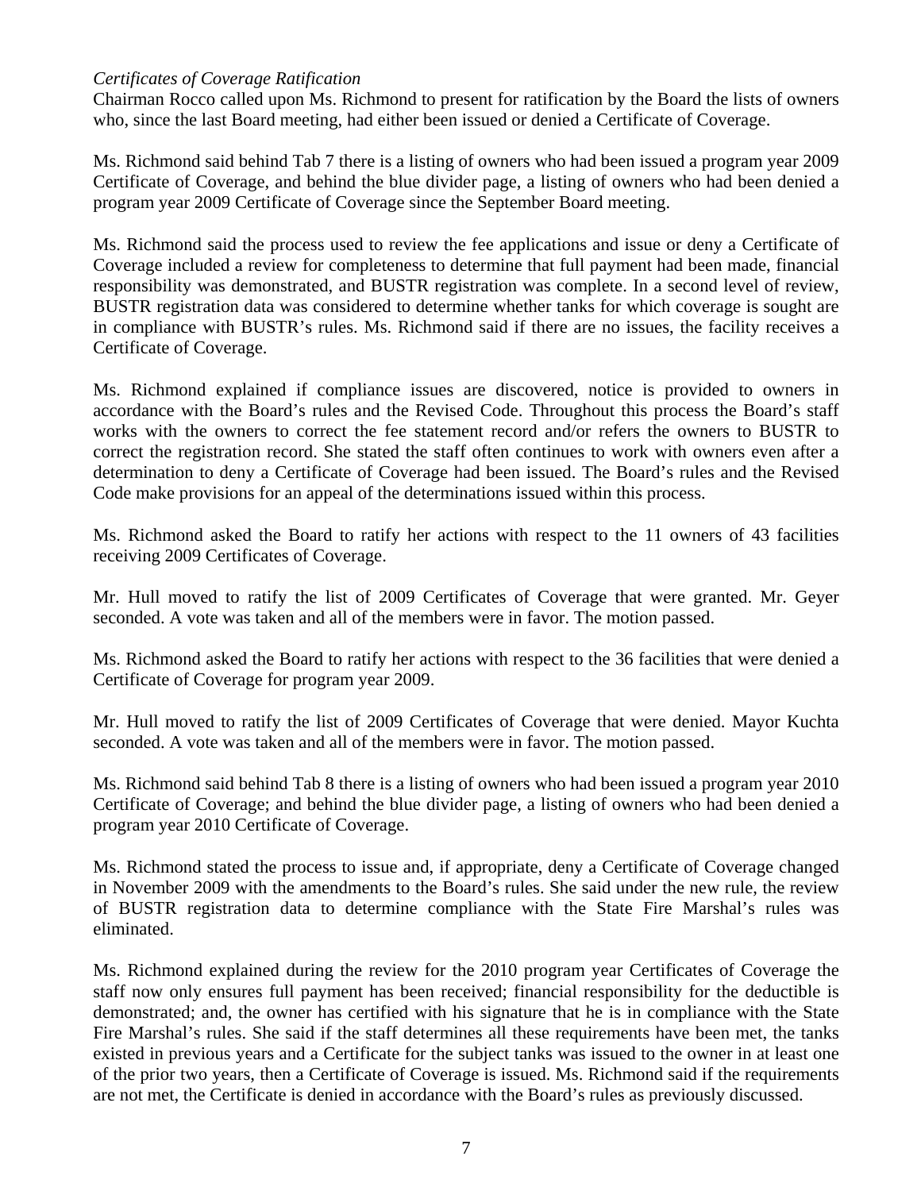*Certificates of Coverage Ratification*

Chairman Rocco called upon Ms. Richmond to present for ratification by the Board the lists of owners who, since the last Board meeting, had either been issued or denied a Certificate of Coverage.

Ms. Richmond said behind Tab 7 there is a listing of owners who had been issued a program year 2009 Certificate of Coverage, and behind the blue divider page, a listing of owners who had been denied a program year 2009 Certificate of Coverage since the September Board meeting.

Ms. Richmond said the process used to review the fee applications and issue or deny a Certificate of Coverage included a review for completeness to determine that full payment had been made, financial responsibility was demonstrated, and BUSTR registration was complete. In a second level of review, BUSTR registration data was considered to determine whether tanks for which coverage is sought are in compliance with BUSTR's rules. Ms. Richmond said if there are no issues, the facility receives a Certificate of Coverage.

Ms. Richmond explained if compliance issues are discovered, notice is provided to owners in accordance with the Board's rules and the Revised Code. Throughout this process the Board's staff works with the owners to correct the fee statement record and/or refers the owners to BUSTR to correct the registration record. She stated the staff often continues to work with owners even after a determination to deny a Certificate of Coverage had been issued. The Board's rules and the Revised Code make provisions for an appeal of the determinations issued within this process.

Ms. Richmond asked the Board to ratify her actions with respect to the 11 owners of 43 facilities receiving 2009 Certificates of Coverage.

Mr. Hull moved to ratify the list of 2009 Certificates of Coverage that were granted. Mr. Geyer seconded. A vote was taken and all of the members were in favor. The motion passed.

Ms. Richmond asked the Board to ratify her actions with respect to the 36 facilities that were denied a Certificate of Coverage for program year 2009.

Mr. Hull moved to ratify the list of 2009 Certificates of Coverage that were denied. Mayor Kuchta seconded. A vote was taken and all of the members were in favor. The motion passed.

Ms. Richmond said behind Tab 8 there is a listing of owners who had been issued a program year 2010 Certificate of Coverage; and behind the blue divider page, a listing of owners who had been denied a program year 2010 Certificate of Coverage.

Ms. Richmond stated the process to issue and, if appropriate, deny a Certificate of Coverage changed in November 2009 with the amendments to the Board's rules. She said under the new rule, the review of BUSTR registration data to determine compliance with the State Fire Marshal's rules was eliminated.

Ms. Richmond explained during the review for the 2010 program year Certificates of Coverage the staff now only ensures full payment has been received; financial responsibility for the deductible is demonstrated; and, the owner has certified with his signature that he is in compliance with the State Fire Marshal's rules. She said if the staff determines all these requirements have been met, the tanks existed in previous years and a Certificate for the subject tanks was issued to the owner in at least one of the prior two years, then a Certificate of Coverage is issued. Ms. Richmond said if the requirements are not met, the Certificate is denied in accordance with the Board's rules as previously discussed.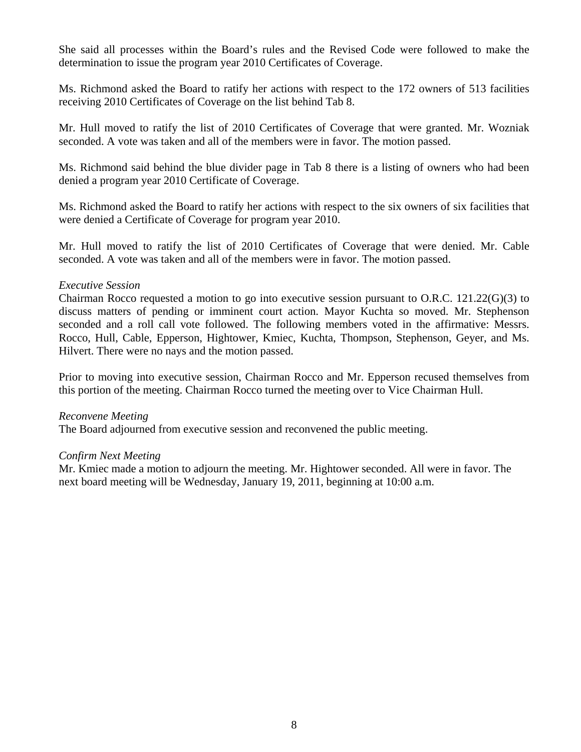She said all processes within the Board's rules and the Revised Code were followed to make the determination to issue the program year 2010 Certificates of Coverage.

Ms. Richmond asked the Board to ratify her actions with respect to the 172 owners of 513 facilities receiving 2010 Certificates of Coverage on the list behind Tab 8.

Mr. Hull moved to ratify the list of 2010 Certificates of Coverage that were granted. Mr. Wozniak seconded. A vote was taken and all of the members were in favor. The motion passed.

Ms. Richmond said behind the blue divider page in Tab 8 there is a listing of owners who had been denied a program year 2010 Certificate of Coverage.

Ms. Richmond asked the Board to ratify her actions with respect to the six owners of six facilities that were denied a Certificate of Coverage for program year 2010.

Mr. Hull moved to ratify the list of 2010 Certificates of Coverage that were denied. Mr. Cable seconded. A vote was taken and all of the members were in favor. The motion passed.

*Executive Session*
Chairman Rocco requested a motion to go into executive session pursuant to O.R.C. 121.22(G)(3) to discuss matters of pending or imminent court action. Mayor Kuchta so moved. Mr. Stephenson seconded and a roll call vote followed. The following members voted in the affirmative: Messrs. Rocco, Hull, Cable, Epperson, Hightower, Kmiec, Kuchta, Thompson, Stephenson, Geyer, and Ms. Hilvert. There were no nays and the motion passed.

Prior to moving into executive session, Chairman Rocco and Mr. Epperson recused themselves from this portion of the meeting. Chairman Rocco turned the meeting over to Vice Chairman Hull.

*Reconvene Meeting*
The Board adjourned from executive session and reconvened the public meeting.

*Confirm Next Meeting*
Mr. Kmiec made a motion to adjourn the meeting. Mr. Hightower seconded. All were in favor. The next board meeting will be Wednesday, January 19, 2011, beginning at 10:00 a.m.